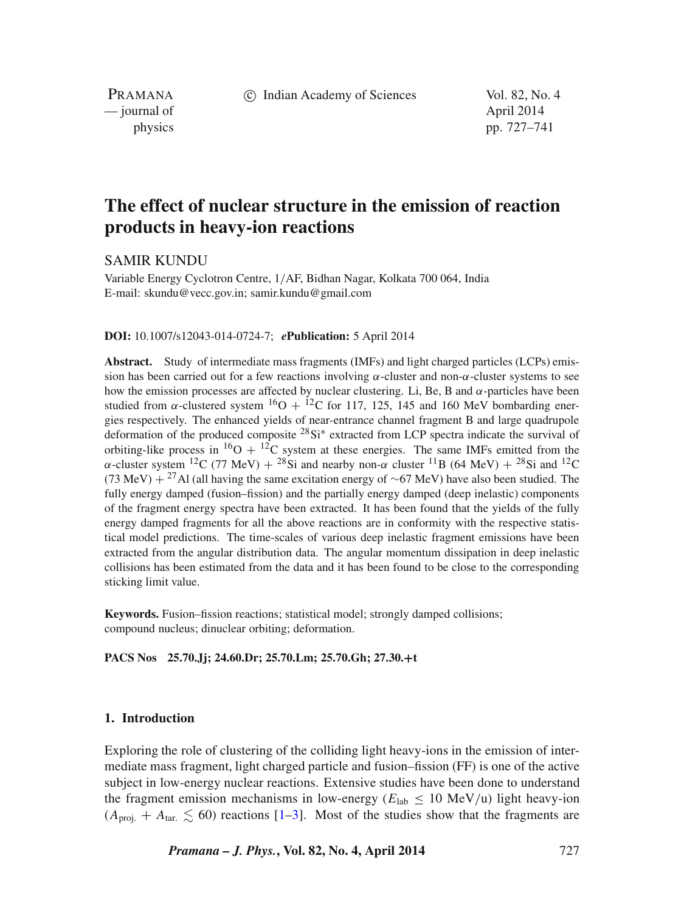# The effect of nuclear structure in the emission of reaction products in heavy-ion reactions

SAMIR KUNDU

Variable Energy Cyclotron Centre, 1/AF, Bidhan Nagar, Kolkata 700 064, India
E-mail: skundu@vecc.gov.in; samir.kundu@gmail.com

**DOI:** 10.1007/s12043-014-0724-7; ***e*Publication:** 5 April 2014

**Abstract.** Study of intermediate mass fragments (IMFs) and light charged particles (LCPs) emission has been carried out for a few reactions involving $\alpha$-cluster and non-$\alpha$-cluster systems to see how the emission processes are affected by nuclear clustering. Li, Be, B and $\alpha$-particles have been studied from $\alpha$-clustered system $^{16}$O + $^{12}$C for 117, 125, 145 and 160 MeV bombarding energies respectively. The enhanced yields of near-entrance channel fragment B and large quadrupole deformation of the produced composite $^{28}$Si$^{*}$ extracted from LCP spectra indicate the survival of orbiting-like process in $^{16}$O + $^{12}$C system at these energies. The same IMFs emitted from the $\alpha$-cluster system $^{12}$C (77 MeV) + $^{28}$Si and nearby non-$\alpha$ cluster $^{11}$B (64 MeV) + $^{28}$Si and $^{12}$C (73 MeV) + $^{27}$Al (all having the same excitation energy of $\sim$67 MeV) have also been studied. The fully energy damped (fusion–fission) and the partially energy damped (deep inelastic) components of the fragment energy spectra have been extracted. It has been found that the yields of the fully energy damped fragments for all the above reactions are in conformity with the respective statistical model predictions. The time-scales of various deep inelastic fragment emissions have been extracted from the angular distribution data. The angular momentum dissipation in deep inelastic collisions has been estimated from the data and it has been found to be close to the corresponding sticking limit value.

**Keywords.** Fusion–fission reactions; statistical model; strongly damped collisions; compound nucleus; dinuclear orbiting; deformation.

**PACS Nos** 25.70.Jj; 24.60.Dr; 25.70.Lm; 25.70.Gh; 27.30.+t

## 1. Introduction

Exploring the role of clustering of the colliding light heavy-ions in the emission of intermediate mass fragment, light charged particle and fusion–fission (FF) is one of the active subject in low-energy nuclear reactions. Extensive studies have been done to understand the fragment emission mechanisms in low-energy ($E_{\text{lab}} \leq 10$ MeV/u) light heavy-ion ($A_{\text{proj.}} + A_{\text{tar.}} \lesssim 60$) reactions [1–3]. Most of the studies show that the fragments are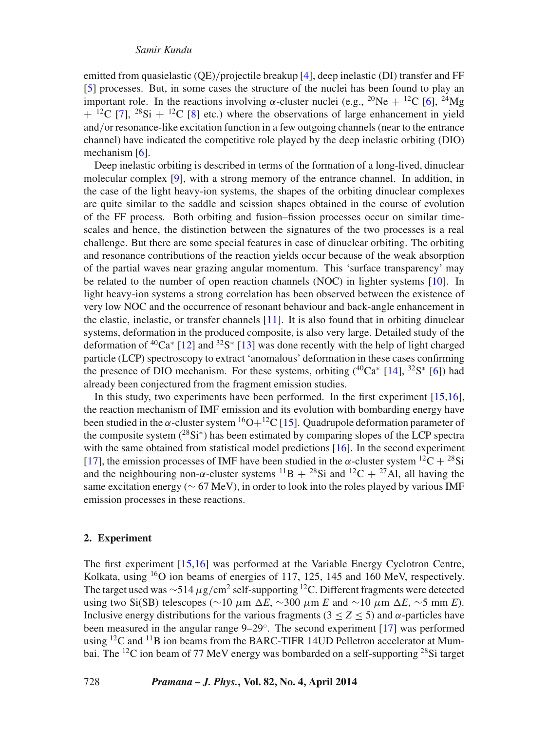emitted from quasielastic (QE)/projectile breakup [4], deep inelastic (DI) transfer and FF [5] processes. But, in some cases the structure of the nuclei has been found to play an important role. In the reactions involving $\alpha$-cluster nuclei (e.g., $^{20}$Ne + $^{12}$C [6], $^{24}$Mg + $^{12}$C [7], $^{28}$Si + $^{12}$C [8] etc.) where the observations of large enhancement in yield and/or resonance-like excitation function in a few outgoing channels (near to the entrance channel) have indicated the competitive role played by the deep inelastic orbiting (DIO) mechanism [6].

Deep inelastic orbiting is described in terms of the formation of a long-lived, dinuclear molecular complex [9], with a strong memory of the entrance channel. In addition, in the case of the light heavy-ion systems, the shapes of the orbiting dinuclear complexes are quite similar to the saddle and scission shapes obtained in the course of evolution of the FF process. Both orbiting and fusion–fission processes occur on similar time-scales and hence, the distinction between the signatures of the two processes is a real challenge. But there are some special features in case of dinuclear orbiting. The orbiting and resonance contributions of the reaction yields occur because of the weak absorption of the partial waves near grazing angular momentum. This 'surface transparency' may be related to the number of open reaction channels (NOC) in lighter systems [10]. In light heavy-ion systems a strong correlation has been observed between the existence of very low NOC and the occurrence of resonant behaviour and back-angle enhancement in the elastic, inelastic, or transfer channels [11]. It is also found that in orbiting dinuclear systems, deformation in the produced composite, is also very large. Detailed study of the deformation of $^{40}$Ca$^*$ [12] and $^{32}$S$^*$ [13] was done recently with the help of light charged particle (LCP) spectroscopy to extract 'anomalous' deformation in these cases confirming the presence of DIO mechanism. For these systems, orbiting ($^{40}$Ca$^*$ [14], $^{32}$S$^*$ [6]) had already been conjectured from the fragment emission studies.

In this study, two experiments have been performed. In the first experiment [15,16], the reaction mechanism of IMF emission and its evolution with bombarding energy have been studied in the $\alpha$-cluster system $^{16}$O+$^{12}$C [15]. Quadrupole deformation parameter of the composite system ($^{28}$Si$^*$) has been estimated by comparing slopes of the LCP spectra with the same obtained from statistical model predictions [16]. In the second experiment [17], the emission processes of IMF have been studied in the $\alpha$-cluster system $^{12}$C + $^{28}$Si and the neighbouring non-$\alpha$-cluster systems $^{11}$B + $^{28}$Si and $^{12}$C + $^{27}$Al, all having the same excitation energy ($\sim$ 67 MeV), in order to look into the roles played by various IMF emission processes in these reactions.

## 2. Experiment

The first experiment [15,16] was performed at the Variable Energy Cyclotron Centre, Kolkata, using $^{16}$O ion beams of energies of 117, 125, 145 and 160 MeV, respectively. The target used was $\sim$514 $\mu$g/cm$^2$ self-supporting $^{12}$C. Different fragments were detected using two Si(SB) telescopes ($\sim$10 $\mu$m $\Delta E$, $\sim$300 $\mu$m $E$ and $\sim$10 $\mu$m $\Delta E$, $\sim$5 mm $E$). Inclusive energy distributions for the various fragments ($3 \leq Z \leq 5$) and $\alpha$-particles have been measured in the angular range 9–29°. The second experiment [17] was performed using $^{12}$C and $^{11}$B ion beams from the BARC-TIFR 14UD Pelletron accelerator at Mumbai. The $^{12}$C ion beam of 77 MeV energy was bombarded on a self-supporting $^{28}$Si target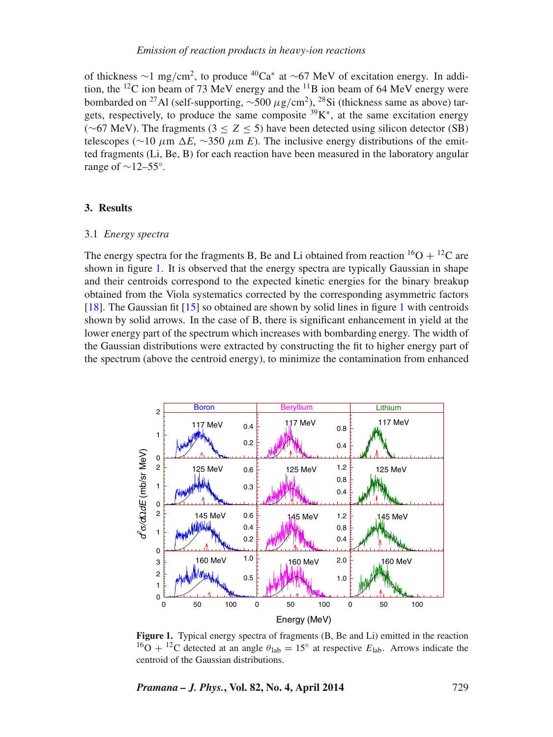of thickness ∼1 mg/cm$^2$, to produce $^{40}$Ca$^*$ at ∼67 MeV of excitation energy. In addition, the $^{12}$C ion beam of 73 MeV energy and the $^{11}$B ion beam of 64 MeV energy were bombarded on $^{27}$Al (self-supporting, ∼500 $\mu$g/cm$^2$), $^{28}$Si (thickness same as above) targets, respectively, to produce the same composite $^{39}$K$^*$, at the same excitation energy (∼67 MeV). The fragments ($3 \le Z \le 5$) have been detected using silicon detector (SB) telescopes (∼10 $\mu$m $\Delta E$, ∼350 $\mu$m $E$). The inclusive energy distributions of the emitted fragments (Li, Be, B) for each reaction have been measured in the laboratory angular range of ∼12–55°.

## 3. Results

### 3.1 *Energy spectra*

The energy spectra for the fragments B, Be and Li obtained from reaction $^{16}$O + $^{12}$C are shown in figure 1. It is observed that the energy spectra are typically Gaussian in shape and their centroids correspond to the expected kinetic energies for the binary breakup obtained from the Viola systematics corrected by the corresponding asymmetric factors [18]. The Gaussian fit [15] so obtained are shown by solid lines in figure 1 with centroids shown by solid arrows. In the case of B, there is significant enhancement in yield at the lower energy part of the spectrum which increases with bombarding energy. The width of the Gaussian distributions were extracted by constructing the fit to higher energy part of the spectrum (above the centroid energy), to minimize the contamination from enhanced

**Figure 1.** Typical energy spectra of fragments (B, Be and Li) emitted in the reaction $^{16}$O + $^{12}$C detected at an angle $\theta_{\mathrm{lab}} = 15°$ at respective $E_{\mathrm{lab}}$. Arrows indicate the centroid of the Gaussian distributions.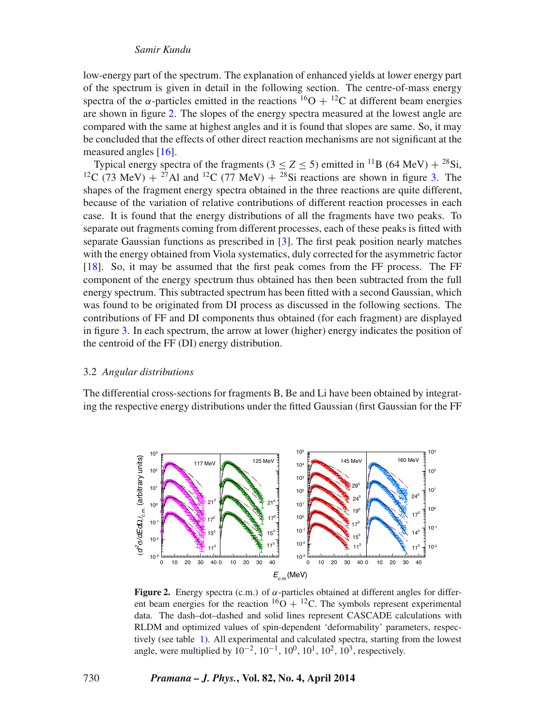low-energy part of the spectrum. The explanation of enhanced yields at lower energy part of the spectrum is given in detail in the following section. The centre-of-mass energy spectra of the $\alpha$-particles emitted in the reactions $^{16}$O + $^{12}$C at different beam energies are shown in figure 2. The slopes of the energy spectra measured at the lowest angle are compared with the same at highest angles and it is found that slopes are same. So, it may be concluded that the effects of other direct reaction mechanisms are not significant at the measured angles [16].

Typical energy spectra of the fragments ($3 \leq Z \leq 5$) emitted in $^{11}$B (64 MeV) + $^{28}$Si, $^{12}$C (73 MeV) + $^{27}$Al and $^{12}$C (77 MeV) + $^{28}$Si reactions are shown in figure 3. The shapes of the fragment energy spectra obtained in the three reactions are quite different, because of the variation of relative contributions of different reaction processes in each case. It is found that the energy distributions of all the fragments have two peaks. To separate out fragments coming from different processes, each of these peaks is fitted with separate Gaussian functions as prescribed in [3]. The first peak position nearly matches with the energy obtained from Viola systematics, duly corrected for the asymmetric factor [18]. So, it may be assumed that the first peak comes from the FF process. The FF component of the energy spectrum thus obtained has then been subtracted from the full energy spectrum. This subtracted spectrum has been fitted with a second Gaussian, which was found to be originated from DI process as discussed in the following sections. The contributions of FF and DI components thus obtained (for each fragment) are displayed in figure 3. In each spectrum, the arrow at lower (higher) energy indicates the position of the centroid of the FF (DI) energy distribution.

### 3.2 *Angular distributions*

The differential cross-sections for fragments B, Be and Li have been obtained by integrating the respective energy distributions under the fitted Gaussian (first Gaussian for the FF

**Figure 2.** Energy spectra (c.m.) of $\alpha$-particles obtained at different angles for different beam energies for the reaction $^{16}$O + $^{12}$C. The symbols represent experimental data. The dash–dot–dashed and solid lines represent CASCADE calculations with RLDM and optimized values of spin-dependent 'deformability' parameters, respectively (see table 1). All experimental and calculated spectra, starting from the lowest angle, were multiplied by $10^{-2}$, $10^{-1}$, $10^{0}$, $10^{1}$, $10^{2}$, $10^{3}$, respectively.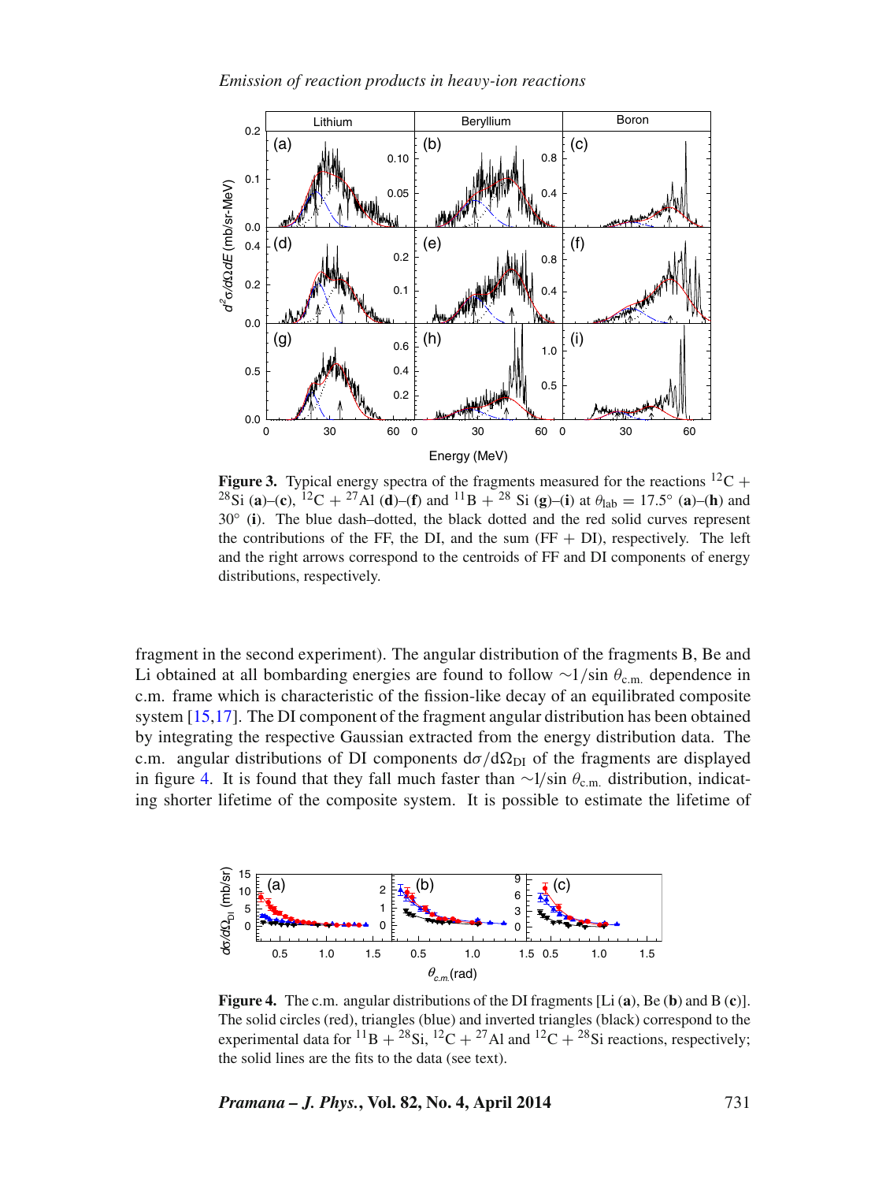**Figure 3.** Typical energy spectra of the fragments measured for the reactions $^{12}C$ + $^{28}Si$ (**a**)–(**c**), $^{12}C$ + $^{27}Al$ (**d**)–(**f**) and $^{11}B$ + $^{28}$ Si (**g**)–(**i**) at $\theta_{lab} = 17.5°$ (**a**)–(**h**) and 30° (**i**). The blue dash–dotted, the black dotted and the red solid curves represent the contributions of the FF, the DI, and the sum (FF + DI), respectively. The left and the right arrows correspond to the centroids of FF and DI components of energy distributions, respectively.

fragment in the second experiment). The angular distribution of the fragments B, Be and Li obtained at all bombarding energies are found to follow $\sim 1/\sin\theta_{c.m.}$ dependence in c.m. frame which is characteristic of the fission-like decay of an equilibrated composite system [15,17]. The DI component of the fragment angular distribution has been obtained by integrating the respective Gaussian extracted from the energy distribution data. The c.m. angular distributions of DI components $d\sigma/d\Omega_{DI}$ of the fragments are displayed in figure 4. It is found that they fall much faster than $\sim 1/\sin\theta_{c.m.}$ distribution, indicating shorter lifetime of the composite system. It is possible to estimate the lifetime of

**Figure 4.** The c.m. angular distributions of the DI fragments [Li (**a**), Be (**b**) and B (**c**)]. The solid circles (red), triangles (blue) and inverted triangles (black) correspond to the experimental data for $^{11}B$ + $^{28}Si$, $^{12}C$ + $^{27}Al$ and $^{12}C$ + $^{28}Si$ reactions, respectively; the solid lines are the fits to the data (see text).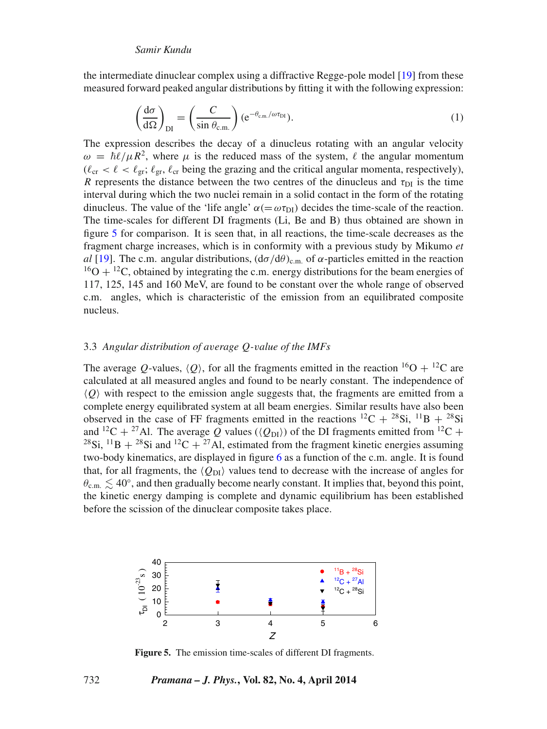the intermediate dinuclear complex using a diffractive Regge-pole model [19] from these measured forward peaked angular distributions by fitting it with the following expression:

$$\left(\frac{d\sigma}{d\Omega}\right)_{\mathrm{DI}} = \left(\frac{C}{\sin\theta_{\mathrm{c.m.}}}\right)\left(e^{-\theta_{\mathrm{c.m.}}/\omega\tau_{\mathrm{DI}}}\right). \tag{1}$$

The expression describes the decay of a dinucleus rotating with an angular velocity $\omega = \hbar\ell/\mu R^2$, where $\mu$ is the reduced mass of the system, $\ell$ the angular momentum ($\ell_{\mathrm{cr}} < \ell < \ell_{\mathrm{gr}}$; $\ell_{\mathrm{gr}}$, $\ell_{\mathrm{cr}}$ being the grazing and the critical angular momenta, respectively), $R$ represents the distance between the two centres of the dinucleus and $\tau_{\mathrm{DI}}$ is the time interval during which the two nuclei remain in a solid contact in the form of the rotating dinucleus. The value of the 'life angle' $\alpha (= \omega\tau_{\mathrm{DI}})$ decides the time-scale of the reaction. The time-scales for different DI fragments (Li, Be and B) thus obtained are shown in figure 5 for comparison. It is seen that, in all reactions, the time-scale decreases as the fragment charge increases, which is in conformity with a previous study by Mikumo *et al* [19]. The c.m. angular distributions, $(d\sigma/d\theta)_{\mathrm{c.m.}}$ of $\alpha$-particles emitted in the reaction $^{16}$O + $^{12}$C, obtained by integrating the c.m. energy distributions for the beam energies of 117, 125, 145 and 160 MeV, are found to be constant over the whole range of observed c.m. angles, which is characteristic of the emission from an equilibrated composite nucleus.

### 3.3 *Angular distribution of average Q-value of the IMFs*

The average $Q$-values, $\langle Q\rangle$, for all the fragments emitted in the reaction $^{16}$O + $^{12}$C are calculated at all measured angles and found to be nearly constant. The independence of $\langle Q\rangle$ with respect to the emission angle suggests that, the fragments are emitted from a complete energy equilibrated system at all beam energies. Similar results have also been observed in the case of FF fragments emitted in the reactions $^{12}$C + $^{28}$Si, $^{11}$B + $^{28}$Si and $^{12}$C + $^{27}$Al. The average $Q$ values ($\langle Q_{\mathrm{DI}}\rangle$) of the DI fragments emitted from $^{12}$C + $^{28}$Si, $^{11}$B + $^{28}$Si and $^{12}$C + $^{27}$Al, estimated from the fragment kinetic energies assuming two-body kinematics, are displayed in figure 6 as a function of the c.m. angle. It is found that, for all fragments, the $\langle Q_{\mathrm{DI}}\rangle$ values tend to decrease with the increase of angles for $\theta_{\mathrm{c.m.}} \lesssim 40°$, and then gradually become nearly constant. It implies that, beyond this point, the kinetic energy damping is complete and dynamic equilibrium has been established before the scission of the dinuclear composite takes place.

**Figure 5.** The emission time-scales of different DI fragments.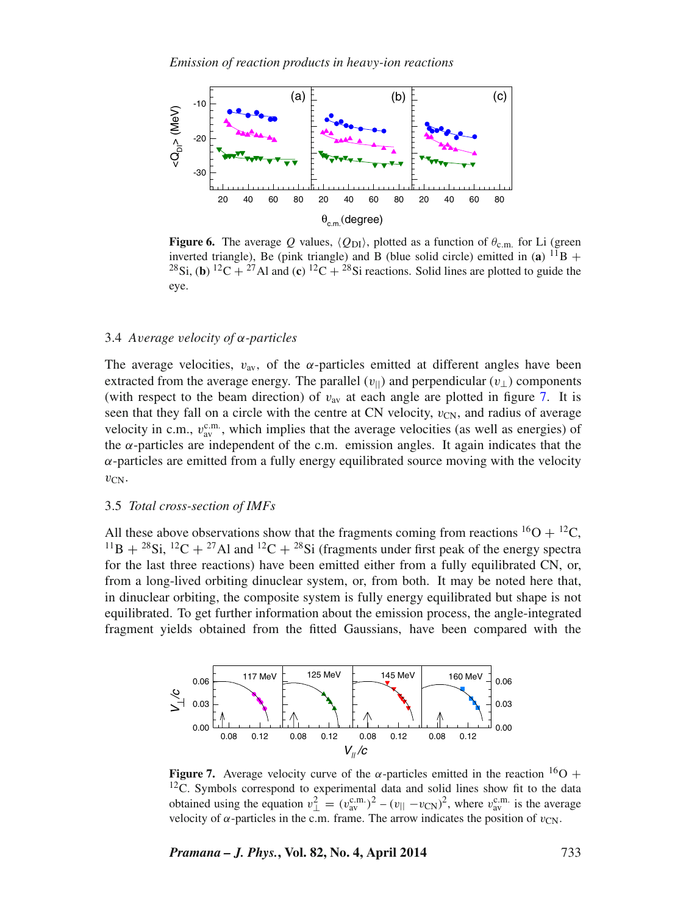**Figure 6.** The average $Q$ values, $\langle Q_{\rm DI}\rangle$, plotted as a function of $\theta_{\rm c.m.}$ for Li (green inverted triangle), Be (pink triangle) and B (blue solid circle) emitted in (**a**) $^{11}$B + $^{28}$Si, (**b**) $^{12}$C + $^{27}$Al and (**c**) $^{12}$C + $^{28}$Si reactions. Solid lines are plotted to guide the eye.

### 3.4 *Average velocity of α-particles*

The average velocities, $v_{\rm av}$, of the $\alpha$-particles emitted at different angles have been extracted from the average energy. The parallel ($v_{||}$) and perpendicular ($v_{\perp}$) components (with respect to the beam direction) of $v_{\rm av}$ at each angle are plotted in figure 7. It is seen that they fall on a circle with the centre at CN velocity, $v_{\rm CN}$, and radius of average velocity in c.m., $v_{\rm av}^{\rm c.m.}$, which implies that the average velocities (as well as energies) of the $\alpha$-particles are independent of the c.m. emission angles. It again indicates that the $\alpha$-particles are emitted from a fully energy equilibrated source moving with the velocity $v_{\rm CN}$.

### 3.5 *Total cross-section of IMFs*

All these above observations show that the fragments coming from reactions $^{16}$O + $^{12}$C, $^{11}$B + $^{28}$Si, $^{12}$C + $^{27}$Al and $^{12}$C + $^{28}$Si (fragments under first peak of the energy spectra for the last three reactions) have been emitted either from a fully equilibrated CN, or, from a long-lived orbiting dinuclear system, or, from both. It may be noted here that, in dinuclear orbiting, the composite system is fully energy equilibrated but shape is not equilibrated. To get further information about the emission process, the angle-integrated fragment yields obtained from the fitted Gaussians, have been compared with the

**Figure 7.** Average velocity curve of the $\alpha$-particles emitted in the reaction $^{16}$O + $^{12}$C. Symbols correspond to experimental data and solid lines show fit to the data obtained using the equation $v_{\perp}^2 = (v_{\rm av}^{\rm c.m.})^2 - (v_{||} - v_{\rm CN})^2$, where $v_{\rm av}^{\rm c.m.}$ is the average velocity of $\alpha$-particles in the c.m. frame. The arrow indicates the position of $v_{\rm CN}$.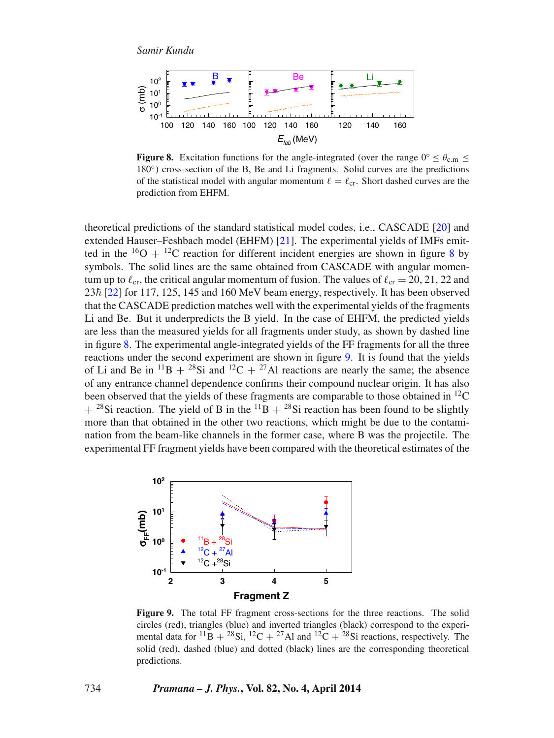Figure 8. Excitation functions for the angle-integrated (over the range $0° \leq \theta_{c.m} \leq 180°$) cross-section of the B, Be and Li fragments. Solid curves are the predictions of the statistical model with angular momentum $\ell = \ell_{cr}$. Short dashed curves are the prediction from EHFM.

theoretical predictions of the standard statistical model codes, i.e., CASCADE [20] and extended Hauser–Feshbach model (EHFM) [21]. The experimental yields of IMFs emitted in the $^{16}$O + $^{12}$C reaction for different incident energies are shown in figure 8 by symbols. The solid lines are the same obtained from CASCADE with angular momentum up to $\ell_{cr}$, the critical angular momentum of fusion. The values of $\ell_{cr} = 20, 21, 22$ and $23\hbar$ [22] for 117, 125, 145 and 160 MeV beam energy, respectively. It has been observed that the CASCADE prediction matches well with the experimental yields of the fragments Li and Be. But it underpredicts the B yield. In the case of EHFM, the predicted yields are less than the measured yields for all fragments under study, as shown by dashed line in figure 8. The experimental angle-integrated yields of the FF fragments for all the three reactions under the second experiment are shown in figure 9. It is found that the yields of Li and Be in $^{11}$B + $^{28}$Si and $^{12}$C + $^{27}$Al reactions are nearly the same; the absence of any entrance channel dependence confirms their compound nuclear origin. It has also been observed that the yields of these fragments are comparable to those obtained in $^{12}$C + $^{28}$Si reaction. The yield of B in the $^{11}$B + $^{28}$Si reaction has been found to be slightly more than that obtained in the other two reactions, which might be due to the contamination from the beam-like channels in the former case, where B was the projectile. The experimental FF fragment yields have been compared with the theoretical estimates of the

Figure 9. The total FF fragment cross-sections for the three reactions. The solid circles (red), triangles (blue) and inverted triangles (black) correspond to the experimental data for $^{11}$B + $^{28}$Si, $^{12}$C + $^{27}$Al and $^{12}$C + $^{28}$Si reactions, respectively. The solid (red), dashed (blue) and dotted (black) lines are the corresponding theoretical predictions.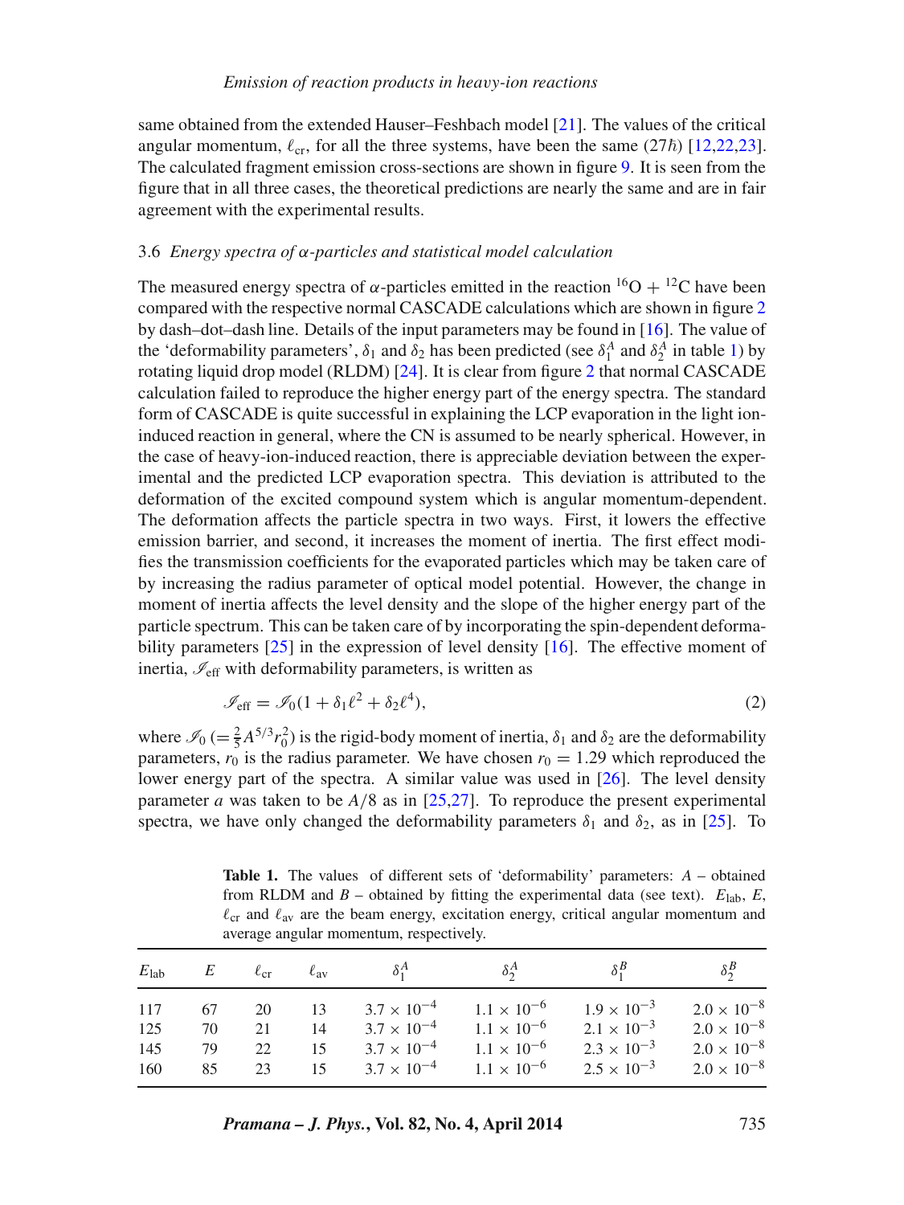same obtained from the extended Hauser–Feshbach model [21]. The values of the critical angular momentum, $\ell_{cr}$, for all the three systems, have been the same ($27\hbar$) [12,22,23]. The calculated fragment emission cross-sections are shown in figure 9. It is seen from the figure that in all three cases, the theoretical predictions are nearly the same and are in fair agreement with the experimental results.

### 3.6 *Energy spectra of α-particles and statistical model calculation*

The measured energy spectra of $\alpha$-particles emitted in the reaction $^{16}$O + $^{12}$C have been compared with the respective normal CASCADE calculations which are shown in figure 2 by dash–dot–dash line. Details of the input parameters may be found in [16]. The value of the 'deformability parameters', $\delta_1$ and $\delta_2$ has been predicted (see $\delta_1^A$ and $\delta_2^A$ in table 1) by rotating liquid drop model (RLDM) [24]. It is clear from figure 2 that normal CASCADE calculation failed to reproduce the higher energy part of the energy spectra. The standard form of CASCADE is quite successful in explaining the LCP evaporation in the light ion-induced reaction in general, where the CN is assumed to be nearly spherical. However, in the case of heavy-ion-induced reaction, there is appreciable deviation between the experimental and the predicted LCP evaporation spectra. This deviation is attributed to the deformation of the excited compound system which is angular momentum-dependent. The deformation affects the particle spectra in two ways. First, it lowers the effective emission barrier, and second, it increases the moment of inertia. The first effect modifies the transmission coefficients for the evaporated particles which may be taken care of by increasing the radius parameter of optical model potential. However, the change in moment of inertia affects the level density and the slope of the higher energy part of the particle spectrum. This can be taken care of by incorporating the spin-dependent deformability parameters [25] in the expression of level density [16]. The effective moment of inertia, $\mathscr{I}_{\text{eff}}$ with deformability parameters, is written as

$$\mathscr{I}_{\text{eff}} = \mathscr{I}_0(1 + \delta_1\ell^2 + \delta_2\ell^4), \tag{2}$$

where $\mathscr{I}_0$ ($= \frac{2}{5}A^{5/3}r_0^2$) is the rigid-body moment of inertia, $\delta_1$ and $\delta_2$ are the deformability parameters, $r_0$ is the radius parameter. We have chosen $r_0 = 1.29$ which reproduced the lower energy part of the spectra. A similar value was used in [26]. The level density parameter $a$ was taken to be $A/8$ as in [25,27]. To reproduce the present experimental spectra, we have only changed the deformability parameters $\delta_1$ and $\delta_2$, as in [25]. To

**Table 1.** The values of different sets of 'deformability' parameters: $A$ – obtained from RLDM and $B$ – obtained by fitting the experimental data (see text). $E_{\text{lab}}$, $E$, $\ell_{cr}$ and $\ell_{av}$ are the beam energy, excitation energy, critical angular momentum and average angular momentum, respectively.

| $E_{\text{lab}}$ | $E$ | $\ell_{cr}$ | $\ell_{av}$ | $\delta_1^A$ | $\delta_2^A$ | $\delta_1^B$ | $\delta_2^B$ |
|---|---|---|---|---|---|---|---|
| 117 | 67 | 20 | 13 | $3.7 \times 10^{-4}$ | $1.1 \times 10^{-6}$ | $1.9 \times 10^{-3}$ | $2.0 \times 10^{-8}$ |
| 125 | 70 | 21 | 14 | $3.7 \times 10^{-4}$ | $1.1 \times 10^{-6}$ | $2.1 \times 10^{-3}$ | $2.0 \times 10^{-8}$ |
| 145 | 79 | 22 | 15 | $3.7 \times 10^{-4}$ | $1.1 \times 10^{-6}$ | $2.3 \times 10^{-3}$ | $2.0 \times 10^{-8}$ |
| 160 | 85 | 23 | 15 | $3.7 \times 10^{-4}$ | $1.1 \times 10^{-6}$ | $2.5 \times 10^{-3}$ | $2.0 \times 10^{-8}$ |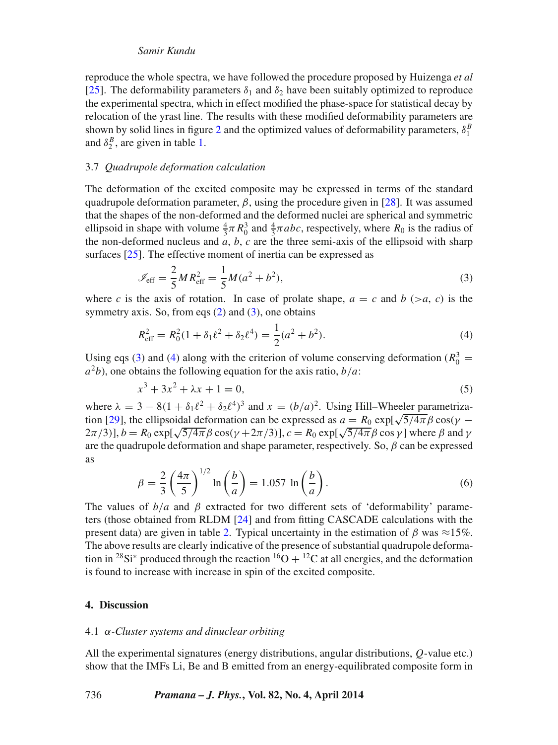reproduce the whole spectra, we have followed the procedure proposed by Huizenga *et al* [25]. The deformability parameters $\delta_1$ and $\delta_2$ have been suitably optimized to reproduce the experimental spectra, which in effect modified the phase-space for statistical decay by relocation of the yrast line. The results with these modified deformability parameters are shown by solid lines in figure 2 and the optimized values of deformability parameters, $\delta_1^B$ and $\delta_2^B$, are given in table 1.

### 3.7 *Quadrupole deformation calculation*

The deformation of the excited composite may be expressed in terms of the standard quadrupole deformation parameter, $\beta$, using the procedure given in [28]. It was assumed that the shapes of the non-deformed and the deformed nuclei are spherical and symmetric ellipsoid in shape with volume $\frac{4}{3}\pi R_0^3$ and $\frac{4}{3}\pi abc$, respectively, where $R_0$ is the radius of the non-deformed nucleus and $a$, $b$, $c$ are the three semi-axis of the ellipsoid with sharp surfaces [25]. The effective moment of inertia can be expressed as

$$\mathscr{I}_{\text{eff}} = \frac{2}{5}MR_{\text{eff}}^2 = \frac{1}{5}M(a^2+b^2), \tag{3}$$

where $c$ is the axis of rotation. In case of prolate shape, $a = c$ and $b$ ($>a$, $c$) is the symmetry axis. So, from eqs (2) and (3), one obtains

$$R_{\text{eff}}^2 = R_0^2(1+\delta_1\ell^2+\delta_2\ell^4) = \frac{1}{2}(a^2+b^2). \tag{4}$$

Using eqs (3) and (4) along with the criterion of volume conserving deformation ($R_0^3 = a^2b$), one obtains the following equation for the axis ratio, $b/a$:

$$x^3+3x^2+\lambda x+1 = 0, \tag{5}$$

where $\lambda = 3-8(1+\delta_1\ell^2+\delta_2\ell^4)^3$ and $x = (b/a)^2$. Using Hill–Wheeler parametrization [29], the ellipsoidal deformation can be expressed as $a = R_0\exp[\sqrt{5/4\pi}\beta\cos(\gamma-2\pi/3)]$, $b = R_0\exp[\sqrt{5/4\pi}\beta\cos(\gamma+2\pi/3)]$, $c = R_0\exp[\sqrt{5/4\pi}\beta\cos\gamma]$ where $\beta$ and $\gamma$ are the quadrupole deformation and shape parameter, respectively. So, $\beta$ can be expressed as

$$\beta = \frac{2}{3}\left(\frac{4\pi}{5}\right)^{1/2}\ln\left(\frac{b}{a}\right) = 1.057\ \ln\left(\frac{b}{a}\right). \tag{6}$$

The values of $b/a$ and $\beta$ extracted for two different sets of 'deformability' parameters (those obtained from RLDM [24] and from fitting CASCADE calculations with the present data) are given in table 2. Typical uncertainty in the estimation of $\beta$ was $\approx$15%. The above results are clearly indicative of the presence of substantial quadrupole deformation in $^{28}Si^*$ produced through the reaction $^{16}O + {}^{12}C$ at all energies, and the deformation is found to increase with increase in spin of the excited composite.

## 4. Discussion

### 4.1 *$\alpha$-Cluster systems and dinuclear orbiting*

All the experimental signatures (energy distributions, angular distributions, $Q$-value etc.) show that the IMFs Li, Be and B emitted from an energy-equilibrated composite form in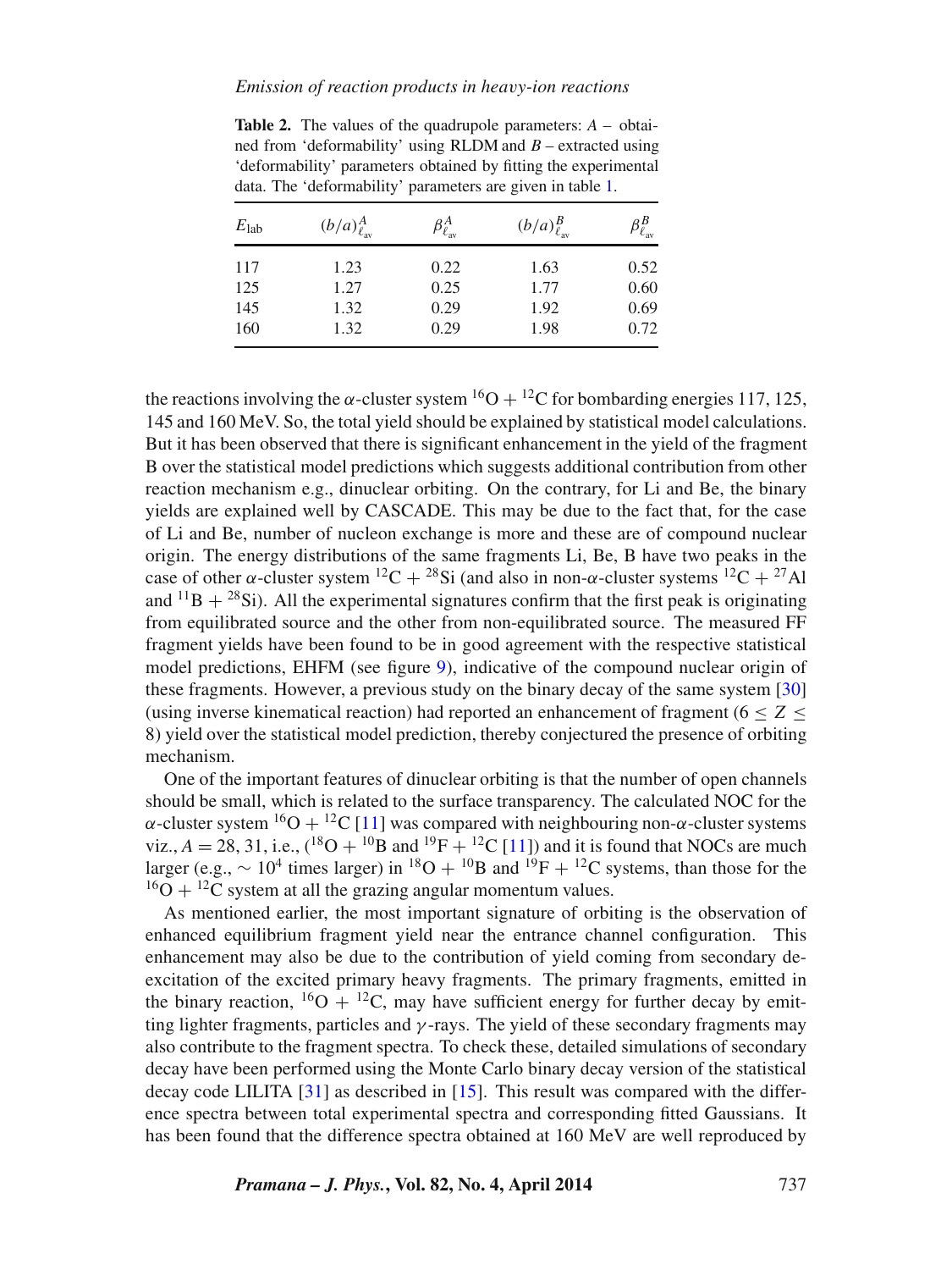**Table 2.** The values of the quadrupole parameters: $A$ – obtained from 'deformability' using RLDM and $B$ – extracted using 'deformability' parameters obtained by fitting the experimental data. The 'deformability' parameters are given in table 1.

| $E_{\text{lab}}$ | $(b/a)^{A}_{\ell_{\text{av}}}$ | $\beta^{A}_{\ell_{\text{av}}}$ | $(b/a)^{B}_{\ell_{\text{av}}}$ | $\beta^{B}_{\ell_{\text{av}}}$ |
|---|---|---|---|---|
| 117 | 1.23 | 0.22 | 1.63 | 0.52 |
| 125 | 1.27 | 0.25 | 1.77 | 0.60 |
| 145 | 1.32 | 0.29 | 1.92 | 0.69 |
| 160 | 1.32 | 0.29 | 1.98 | 0.72 |

the reactions involving the $\alpha$-cluster system $^{16}$O + $^{12}$C for bombarding energies 117, 125, 145 and 160 MeV. So, the total yield should be explained by statistical model calculations. But it has been observed that there is significant enhancement in the yield of the fragment B over the statistical model predictions which suggests additional contribution from other reaction mechanism e.g., dinuclear orbiting. On the contrary, for Li and Be, the binary yields are explained well by CASCADE. This may be due to the fact that, for the case of Li and Be, number of nucleon exchange is more and these are of compound nuclear origin. The energy distributions of the same fragments Li, Be, B have two peaks in the case of other $\alpha$-cluster system $^{12}$C + $^{28}$Si (and also in non-$\alpha$-cluster systems $^{12}$C + $^{27}$Al and $^{11}$B + $^{28}$Si). All the experimental signatures confirm that the first peak is originating from equilibrated source and the other from non-equilibrated source. The measured FF fragment yields have been found to be in good agreement with the respective statistical model predictions, EHFM (see figure 9), indicative of the compound nuclear origin of these fragments. However, a previous study on the binary decay of the same system [30] (using inverse kinematical reaction) had reported an enhancement of fragment ($6 \leq Z \leq 8$) yield over the statistical model prediction, thereby conjectured the presence of orbiting mechanism.

One of the important features of dinuclear orbiting is that the number of open channels should be small, which is related to the surface transparency. The calculated NOC for the $\alpha$-cluster system $^{16}$O + $^{12}$C [11] was compared with neighbouring non-$\alpha$-cluster systems viz., $A = 28, 31$, i.e., ($^{18}$O + $^{10}$B and $^{19}$F + $^{12}$C [11]) and it is found that NOCs are much larger (e.g., $\sim 10^4$ times larger) in $^{18}$O + $^{10}$B and $^{19}$F + $^{12}$C systems, than those for the $^{16}$O + $^{12}$C system at all the grazing angular momentum values.

As mentioned earlier, the most important signature of orbiting is the observation of enhanced equilibrium fragment yield near the entrance channel configuration. This enhancement may also be due to the contribution of yield coming from secondary de-excitation of the excited primary heavy fragments. The primary fragments, emitted in the binary reaction, $^{16}$O + $^{12}$C, may have sufficient energy for further decay by emitting lighter fragments, particles and $\gamma$-rays. The yield of these secondary fragments may also contribute to the fragment spectra. To check these, detailed simulations of secondary decay have been performed using the Monte Carlo binary decay version of the statistical decay code LILITA [31] as described in [15]. This result was compared with the difference spectra between total experimental spectra and corresponding fitted Gaussians. It has been found that the difference spectra obtained at 160 MeV are well reproduced by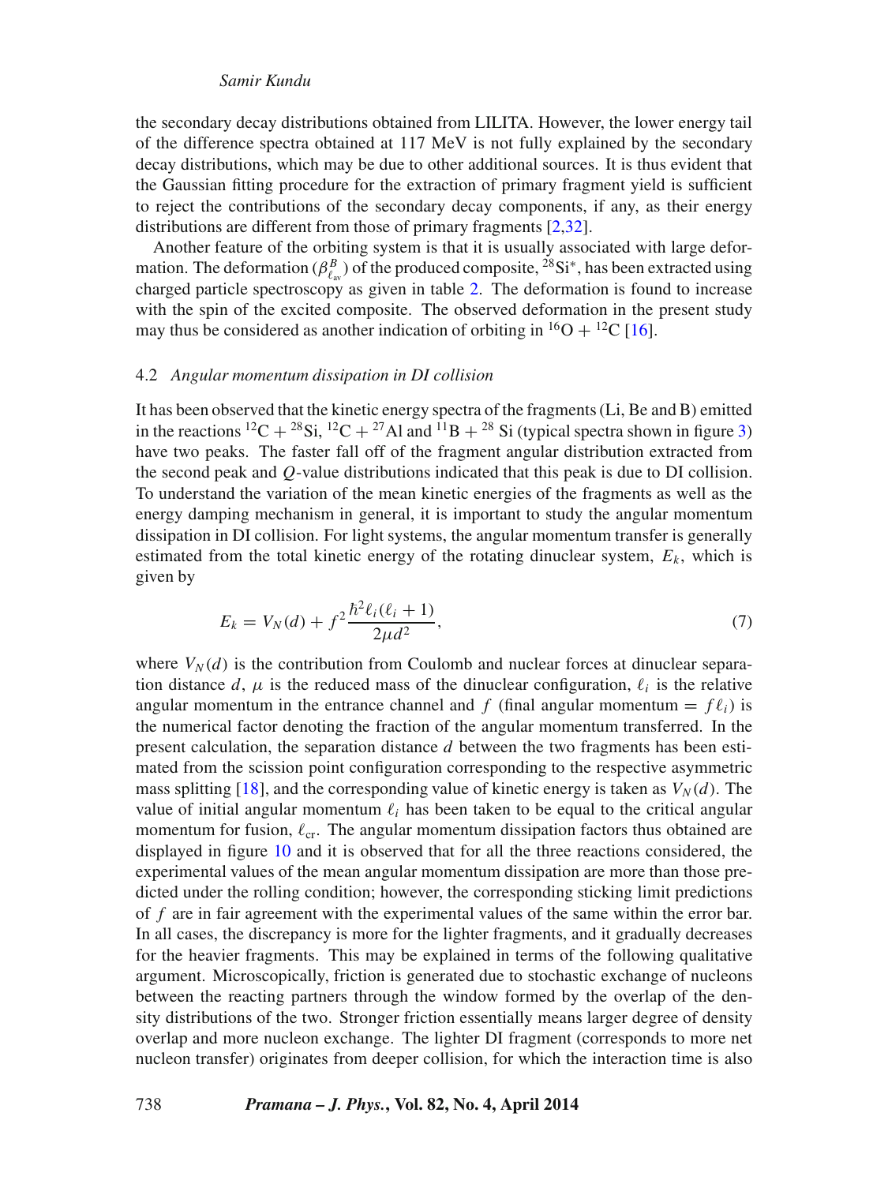the secondary decay distributions obtained from LILITA. However, the lower energy tail of the difference spectra obtained at 117 MeV is not fully explained by the secondary decay distributions, which may be due to other additional sources. It is thus evident that the Gaussian fitting procedure for the extraction of primary fragment yield is sufficient to reject the contributions of the secondary decay components, if any, as their energy distributions are different from those of primary fragments [2,32].

Another feature of the orbiting system is that it is usually associated with large deformation. The deformation ($\beta^{B}_{\ell_{av}}$) of the produced composite, $^{28}Si^{*}$, has been extracted using charged particle spectroscopy as given in table 2. The deformation is found to increase with the spin of the excited composite. The observed deformation in the present study may thus be considered as another indication of orbiting in $^{16}O + ^{12}C$ [16].

### 4.2 *Angular momentum dissipation in DI collision*

It has been observed that the kinetic energy spectra of the fragments (Li, Be and B) emitted in the reactions $^{12}C + ^{28}Si$, $^{12}C + ^{27}Al$ and $^{11}B + ^{28}Si$ (typical spectra shown in figure 3) have two peaks. The faster fall off of the fragment angular distribution extracted from the second peak and $Q$-value distributions indicated that this peak is due to DI collision. To understand the variation of the mean kinetic energies of the fragments as well as the energy damping mechanism in general, it is important to study the angular momentum dissipation in DI collision. For light systems, the angular momentum transfer is generally estimated from the total kinetic energy of the rotating dinuclear system, $E_k$, which is given by

$$E_k = V_N(d) + f^2 \frac{\hbar^2 \ell_i(\ell_i + 1)}{2\mu d^2}, \tag{7}$$

where $V_N(d)$ is the contribution from Coulomb and nuclear forces at dinuclear separation distance $d$, $\mu$ is the reduced mass of the dinuclear configuration, $\ell_i$ is the relative angular momentum in the entrance channel and $f$ (final angular momentum $= f\ell_i$) is the numerical factor denoting the fraction of the angular momentum transferred. In the present calculation, the separation distance $d$ between the two fragments has been estimated from the scission point configuration corresponding to the respective asymmetric mass splitting [18], and the corresponding value of kinetic energy is taken as $V_N(d)$. The value of initial angular momentum $\ell_i$ has been taken to be equal to the critical angular momentum for fusion, $\ell_{cr}$. The angular momentum dissipation factors thus obtained are displayed in figure 10 and it is observed that for all the three reactions considered, the experimental values of the mean angular momentum dissipation are more than those predicted under the rolling condition; however, the corresponding sticking limit predictions of $f$ are in fair agreement with the experimental values of the same within the error bar. In all cases, the discrepancy is more for the lighter fragments, and it gradually decreases for the heavier fragments. This may be explained in terms of the following qualitative argument. Microscopically, friction is generated due to stochastic exchange of nucleons between the reacting partners through the window formed by the overlap of the density distributions of the two. Stronger friction essentially means larger degree of density overlap and more nucleon exchange. The lighter DI fragment (corresponds to more net nucleon transfer) originates from deeper collision, for which the interaction time is also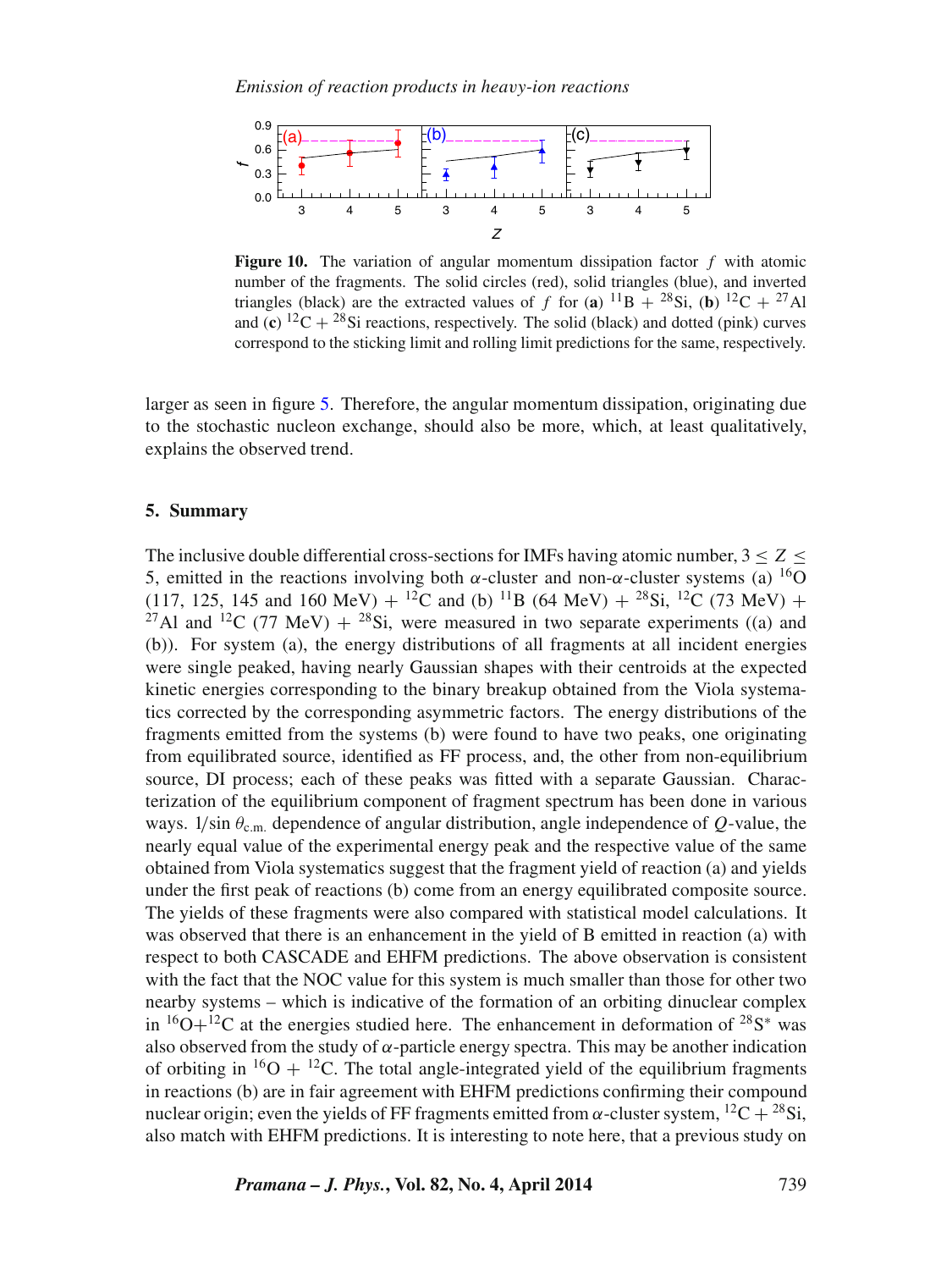**Figure 10.** The variation of angular momentum dissipation factor $f$ with atomic number of the fragments. The solid circles (red), solid triangles (blue), and inverted triangles (black) are the extracted values of $f$ for (**a**) $^{11}$B + $^{28}$Si, (**b**) $^{12}$C + $^{27}$Al and (**c**) $^{12}$C + $^{28}$Si reactions, respectively. The solid (black) and dotted (pink) curves correspond to the sticking limit and rolling limit predictions for the same, respectively.

larger as seen in figure 5. Therefore, the angular momentum dissipation, originating due to the stochastic nucleon exchange, should also be more, which, at least qualitatively, explains the observed trend.

## 5. Summary

The inclusive double differential cross-sections for IMFs having atomic number, $3 \leq Z \leq 5$, emitted in the reactions involving both $\alpha$-cluster and non-$\alpha$-cluster systems (a) $^{16}$O (117, 125, 145 and 160 MeV) + $^{12}$C and (b) $^{11}$B (64 MeV) + $^{28}$Si, $^{12}$C (73 MeV) + $^{27}$Al and $^{12}$C (77 MeV) + $^{28}$Si, were measured in two separate experiments ((a) and (b)). For system (a), the energy distributions of all fragments at all incident energies were single peaked, having nearly Gaussian shapes with their centroids at the expected kinetic energies corresponding to the binary breakup obtained from the Viola systematics corrected by the corresponding asymmetric factors. The energy distributions of the fragments emitted from the systems (b) were found to have two peaks, one originating from equilibrated source, identified as FF process, and, the other from non-equilibrium source, DI process; each of these peaks was fitted with a separate Gaussian. Characterization of the equilibrium component of fragment spectrum has been done in various ways. $1/\sin\theta_{\mathrm{c.m.}}$ dependence of angular distribution, angle independence of $Q$-value, the nearly equal value of the experimental energy peak and the respective value of the same obtained from Viola systematics suggest that the fragment yield of reaction (a) and yields under the first peak of reactions (b) come from an energy equilibrated composite source. The yields of these fragments were also compared with statistical model calculations. It was observed that there is an enhancement in the yield of B emitted in reaction (a) with respect to both CASCADE and EHFM predictions. The above observation is consistent with the fact that the NOC value for this system is much smaller than those for other two nearby systems – which is indicative of the formation of an orbiting dinuclear complex in $^{16}$O+$^{12}$C at the energies studied here. The enhancement in deformation of $^{28}$S$^{*}$ was also observed from the study of $\alpha$-particle energy spectra. This may be another indication of orbiting in $^{16}$O + $^{12}$C. The total angle-integrated yield of the equilibrium fragments in reactions (b) are in fair agreement with EHFM predictions confirming their compound nuclear origin; even the yields of FF fragments emitted from $\alpha$-cluster system, $^{12}$C + $^{28}$Si, also match with EHFM predictions. It is interesting to note here, that a previous study on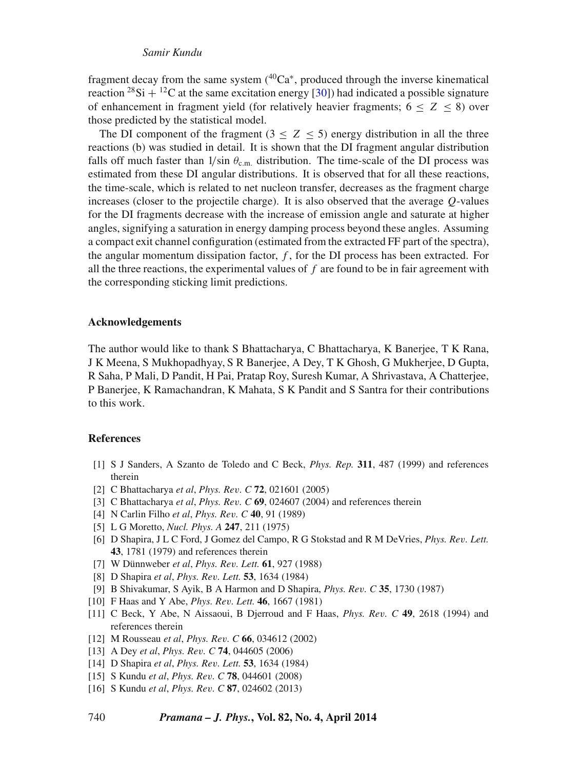fragment decay from the same system ($^{40}Ca^*$, produced through the inverse kinematical reaction $^{28}Si + ^{12}C$ at the same excitation energy [30]) had indicated a possible signature of enhancement in fragment yield (for relatively heavier fragments; $6 \leq Z \leq 8$) over those predicted by the statistical model.

The DI component of the fragment ($3 \leq Z \leq 5$) energy distribution in all the three reactions (b) was studied in detail. It is shown that the DI fragment angular distribution falls off much faster than $1/\sin\theta_{c.m.}$ distribution. The time-scale of the DI process was estimated from these DI angular distributions. It is observed that for all these reactions, the time-scale, which is related to net nucleon transfer, decreases as the fragment charge increases (closer to the projectile charge). It is also observed that the average $Q$-values for the DI fragments decrease with the increase of emission angle and saturate at higher angles, signifying a saturation in energy damping process beyond these angles. Assuming a compact exit channel configuration (estimated from the extracted FF part of the spectra), the angular momentum dissipation factor, $f$, for the DI process has been extracted. For all the three reactions, the experimental values of $f$ are found to be in fair agreement with the corresponding sticking limit predictions.

### Acknowledgements

The author would like to thank S Bhattacharya, C Bhattacharya, K Banerjee, T K Rana, J K Meena, S Mukhopadhyay, S R Banerjee, A Dey, T K Ghosh, G Mukherjee, D Gupta, R Saha, P Mali, D Pandit, H Pai, Pratap Roy, Suresh Kumar, A Shrivastava, A Chatterjee, P Banerjee, K Ramachandran, K Mahata, S K Pandit and S Santra for their contributions to this work.

### References

[1] S J Sanders, A Szanto de Toledo and C Beck, *Phys. Rep.* **311**, 487 (1999) and references therein

[2] C Bhattacharya *et al*, *Phys. Rev. C* **72**, 021601 (2005)

[3] C Bhattacharya *et al*, *Phys. Rev. C* **69**, 024607 (2004) and references therein

[4] N Carlin Filho *et al*, *Phys. Rev. C* **40**, 91 (1989)

[5] L G Moretto, *Nucl. Phys. A* **247**, 211 (1975)

[6] D Shapira, J L C Ford, J Gomez del Campo, R G Stokstad and R M DeVries, *Phys. Rev. Lett.* **43**, 1781 (1979) and references therein

[7] W Dünnweber *et al*, *Phys. Rev. Lett.* **61**, 927 (1988)

[8] D Shapira *et al*, *Phys. Rev. Lett.* **53**, 1634 (1984)

[9] B Shivakumar, S Ayik, B A Harmon and D Shapira, *Phys. Rev. C* **35**, 1730 (1987)

[10] F Haas and Y Abe, *Phys. Rev. Lett.* **46**, 1667 (1981)

[11] C Beck, Y Abe, N Aissaoui, B Djerroud and F Haas, *Phys. Rev. C* **49**, 2618 (1994) and references therein

[12] M Rousseau *et al*, *Phys. Rev. C* **66**, 034612 (2002)

[13] A Dey *et al*, *Phys. Rev. C* **74**, 044605 (2006)

[14] D Shapira *et al*, *Phys. Rev. Lett.* **53**, 1634 (1984)

[15] S Kundu *et al*, *Phys. Rev. C* **78**, 044601 (2008)

[16] S Kundu *et al*, *Phys. Rev. C* **87**, 024602 (2013)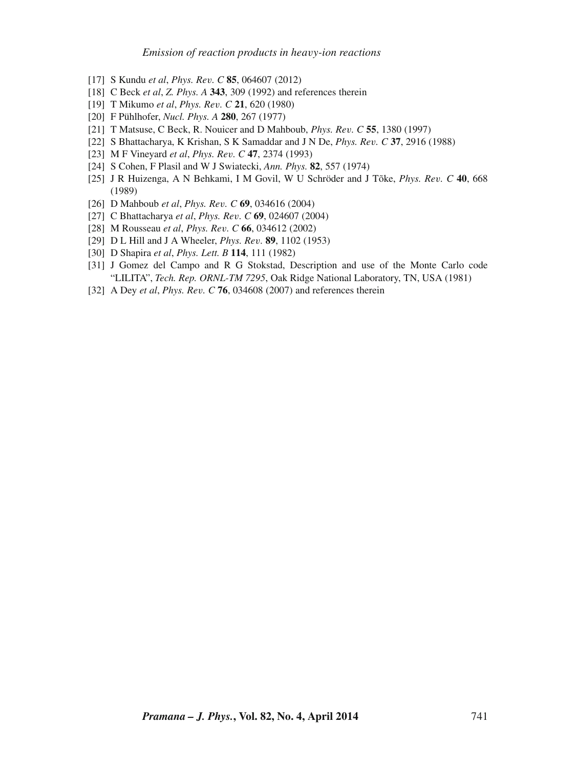[17] S Kundu *et al*, *Phys. Rev. C* **85**, 064607 (2012)

[18] C Beck *et al*, *Z. Phys. A* **343**, 309 (1992) and references therein

[19] T Mikumo *et al*, *Phys. Rev. C* **21**, 620 (1980)

[20] F Pühlhofer, *Nucl. Phys. A* **280**, 267 (1977)

[21] T Matsuse, C Beck, R. Nouicer and D Mahboub, *Phys. Rev. C* **55**, 1380 (1997)

[22] S Bhattacharya, K Krishan, S K Samaddar and J N De, *Phys. Rev. C* **37**, 2916 (1988)

[23] M F Vineyard *et al*, *Phys. Rev. C* **47**, 2374 (1993)

[24] S Cohen, F Plasil and W J Swiatecki, *Ann. Phys.* **82**, 557 (1974)

[25] J R Huizenga, A N Behkami, I M Govil, W U Schröder and J Tõke, *Phys. Rev. C* **40**, 668 (1989)

[26] D Mahboub *et al*, *Phys. Rev. C* **69**, 034616 (2004)

[27] C Bhattacharya *et al*, *Phys. Rev. C* **69**, 024607 (2004)

[28] M Rousseau *et al*, *Phys. Rev. C* **66**, 034612 (2002)

[29] D L Hill and J A Wheeler, *Phys. Rev.* **89**, 1102 (1953)

[30] D Shapira *et al*, *Phys. Lett. B* **114**, 111 (1982)

[31] J Gomez del Campo and R G Stokstad, Description and use of the Monte Carlo code "LILITA", *Tech. Rep. ORNL-TM 7295*, Oak Ridge National Laboratory, TN, USA (1981)

[32] A Dey *et al*, *Phys. Rev. C* **76**, 034608 (2007) and references therein